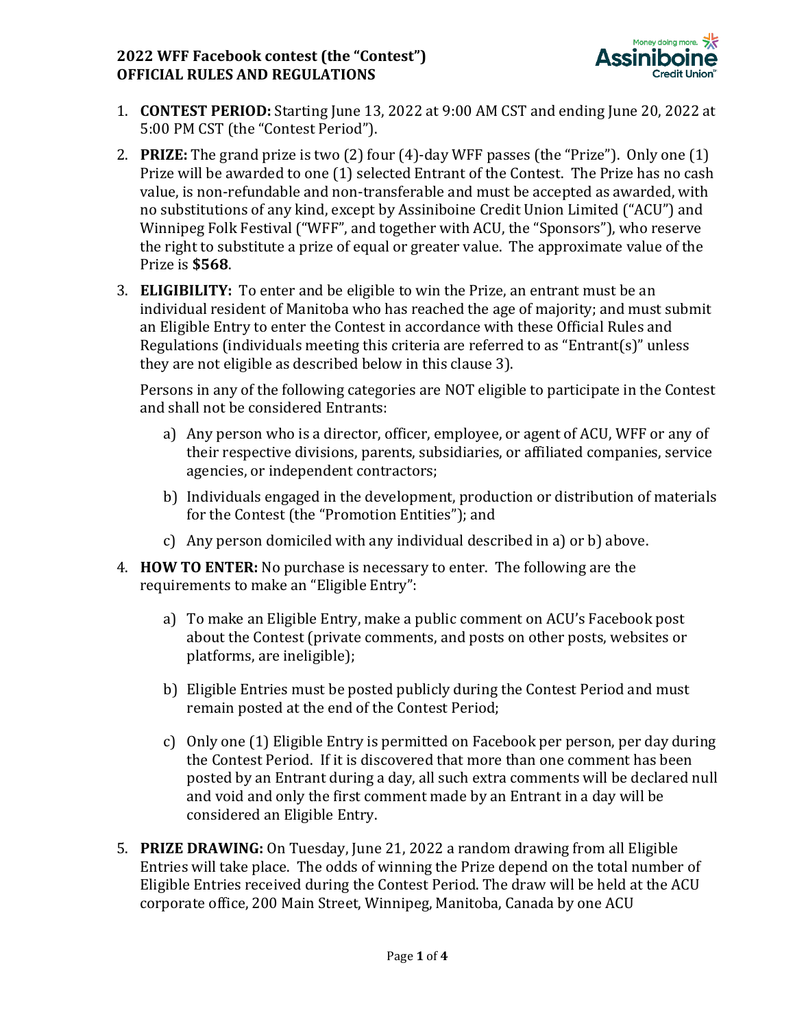**2022 WFF Facebook contest (the "Contest")**
**OFFICIAL RULES AND REGULATIONS**

1. **CONTEST PERIOD:** Starting June 13, 2022 at 9:00 AM CST and ending June 20, 2022 at 5:00 PM CST (the "Contest Period").

2. **PRIZE:** The grand prize is two (2) four (4)-day WFF passes (the "Prize"). Only one (1) Prize will be awarded to one (1) selected Entrant of the Contest. The Prize has no cash value, is non-refundable and non-transferable and must be accepted as awarded, with no substitutions of any kind, except by Assiniboine Credit Union Limited ("ACU") and Winnipeg Folk Festival ("WFF", and together with ACU, the "Sponsors"), who reserve the right to substitute a prize of equal or greater value. The approximate value of the Prize is **$568**.

3. **ELIGIBILITY:** To enter and be eligible to win the Prize, an entrant must be an individual resident of Manitoba who has reached the age of majority; and must submit an Eligible Entry to enter the Contest in accordance with these Official Rules and Regulations (individuals meeting this criteria are referred to as "Entrant(s)" unless they are not eligible as described below in this clause 3).

   Persons in any of the following categories are NOT eligible to participate in the Contest and shall not be considered Entrants:

   a) Any person who is a director, officer, employee, or agent of ACU, WFF or any of their respective divisions, parents, subsidiaries, or affiliated companies, service agencies, or independent contractors;

   b) Individuals engaged in the development, production or distribution of materials for the Contest (the "Promotion Entities"); and

   c) Any person domiciled with any individual described in a) or b) above.

4. **HOW TO ENTER:** No purchase is necessary to enter. The following are the requirements to make an "Eligible Entry":

   a) To make an Eligible Entry, make a public comment on ACU's Facebook post about the Contest (private comments, and posts on other posts, websites or platforms, are ineligible);

   b) Eligible Entries must be posted publicly during the Contest Period and must remain posted at the end of the Contest Period;

   c) Only one (1) Eligible Entry is permitted on Facebook per person, per day during the Contest Period. If it is discovered that more than one comment has been posted by an Entrant during a day, all such extra comments will be declared null and void and only the first comment made by an Entrant in a day will be considered an Eligible Entry.

5. **PRIZE DRAWING:** On Tuesday, June 21, 2022 a random drawing from all Eligible Entries will take place. The odds of winning the Prize depend on the total number of Eligible Entries received during the Contest Period. The draw will be held at the ACU corporate office, 200 Main Street, Winnipeg, Manitoba, Canada by one ACU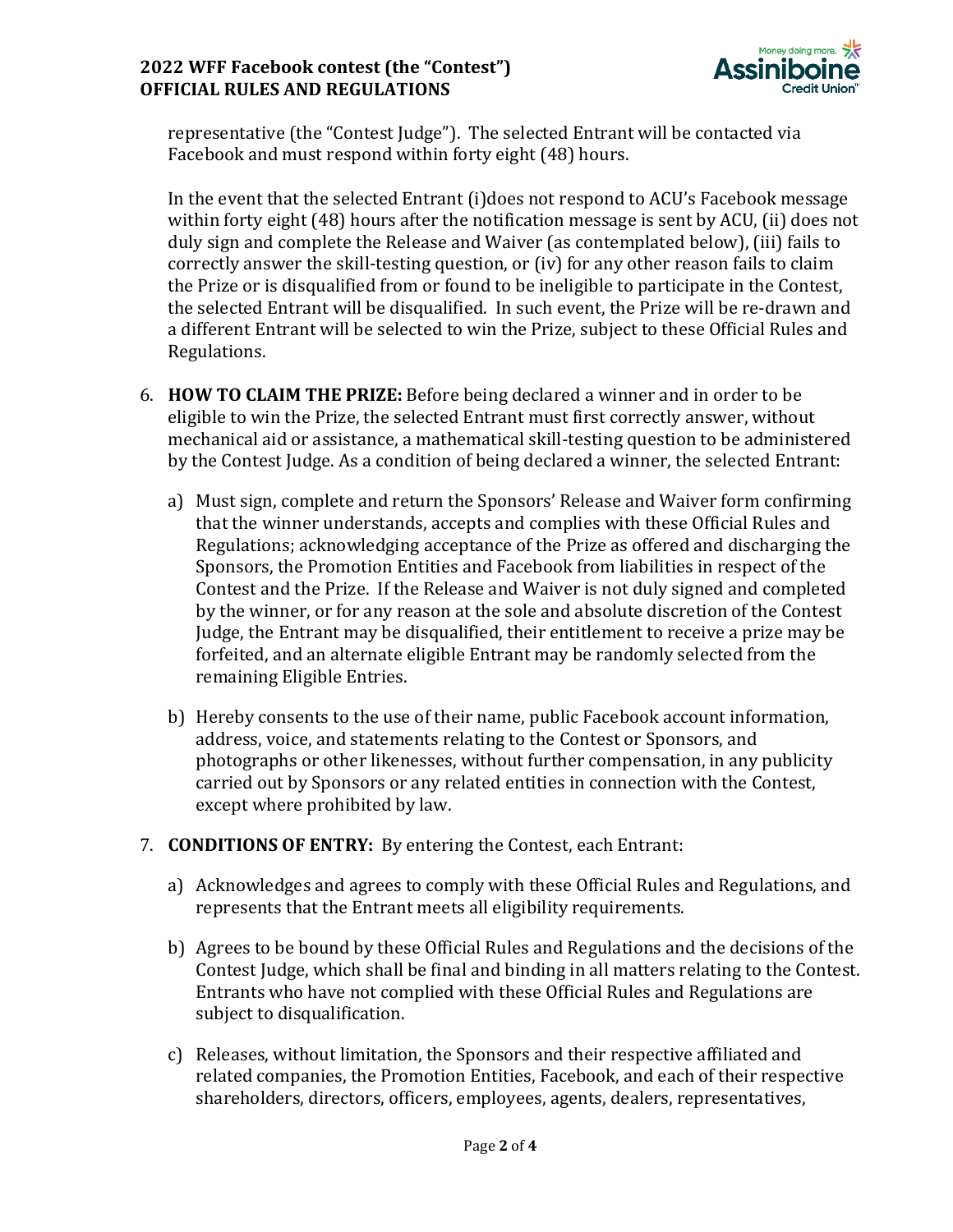representative (the "Contest Judge"). The selected Entrant will be contacted via Facebook and must respond within forty eight (48) hours.

In the event that the selected Entrant (i)does not respond to ACU's Facebook message within forty eight (48) hours after the notification message is sent by ACU, (ii) does not duly sign and complete the Release and Waiver (as contemplated below), (iii) fails to correctly answer the skill-testing question, or (iv) for any other reason fails to claim the Prize or is disqualified from or found to be ineligible to participate in the Contest, the selected Entrant will be disqualified. In such event, the Prize will be re-drawn and a different Entrant will be selected to win the Prize, subject to these Official Rules and Regulations.

6. **HOW TO CLAIM THE PRIZE:** Before being declared a winner and in order to be eligible to win the Prize, the selected Entrant must first correctly answer, without mechanical aid or assistance, a mathematical skill-testing question to be administered by the Contest Judge. As a condition of being declared a winner, the selected Entrant:

   a) Must sign, complete and return the Sponsors' Release and Waiver form confirming that the winner understands, accepts and complies with these Official Rules and Regulations; acknowledging acceptance of the Prize as offered and discharging the Sponsors, the Promotion Entities and Facebook from liabilities in respect of the Contest and the Prize. If the Release and Waiver is not duly signed and completed by the winner, or for any reason at the sole and absolute discretion of the Contest Judge, the Entrant may be disqualified, their entitlement to receive a prize may be forfeited, and an alternate eligible Entrant may be randomly selected from the remaining Eligible Entries.

   b) Hereby consents to the use of their name, public Facebook account information, address, voice, and statements relating to the Contest or Sponsors, and photographs or other likenesses, without further compensation, in any publicity carried out by Sponsors or any related entities in connection with the Contest, except where prohibited by law.

7. **CONDITIONS OF ENTRY:** By entering the Contest, each Entrant:

   a) Acknowledges and agrees to comply with these Official Rules and Regulations, and represents that the Entrant meets all eligibility requirements.

   b) Agrees to be bound by these Official Rules and Regulations and the decisions of the Contest Judge, which shall be final and binding in all matters relating to the Contest. Entrants who have not complied with these Official Rules and Regulations are subject to disqualification.

   c) Releases, without limitation, the Sponsors and their respective affiliated and related companies, the Promotion Entities, Facebook, and each of their respective shareholders, directors, officers, employees, agents, dealers, representatives,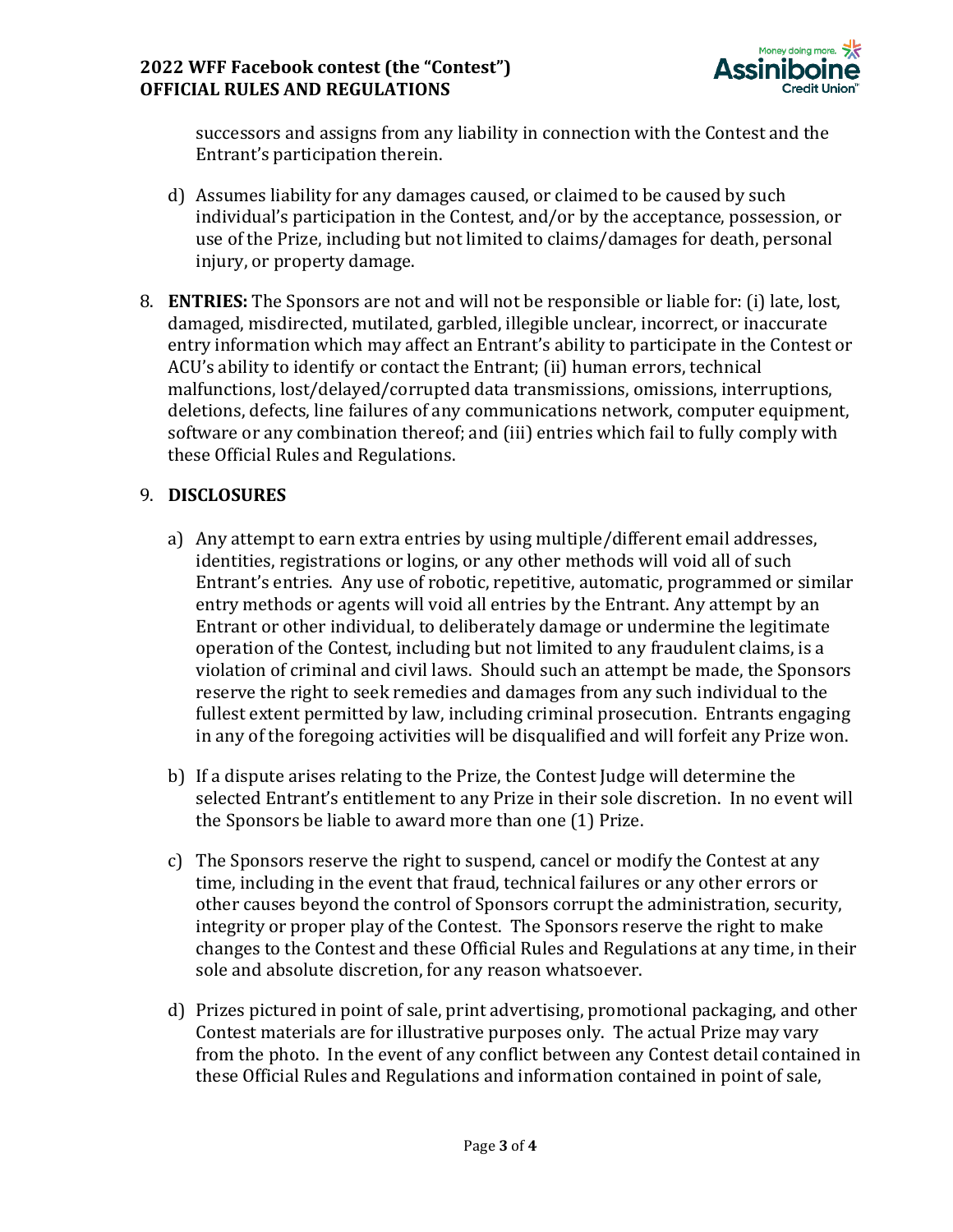successors and assigns from any liability in connection with the Contest and the Entrant's participation therein.

d) Assumes liability for any damages caused, or claimed to be caused by such individual's participation in the Contest, and/or by the acceptance, possession, or use of the Prize, including but not limited to claims/damages for death, personal injury, or property damage.

8. **ENTRIES:** The Sponsors are not and will not be responsible or liable for: (i) late, lost, damaged, misdirected, mutilated, garbled, illegible unclear, incorrect, or inaccurate entry information which may affect an Entrant's ability to participate in the Contest or ACU's ability to identify or contact the Entrant; (ii) human errors, technical malfunctions, lost/delayed/corrupted data transmissions, omissions, interruptions, deletions, defects, line failures of any communications network, computer equipment, software or any combination thereof; and (iii) entries which fail to fully comply with these Official Rules and Regulations.

9. **DISCLOSURES**

a) Any attempt to earn extra entries by using multiple/different email addresses, identities, registrations or logins, or any other methods will void all of such Entrant's entries. Any use of robotic, repetitive, automatic, programmed or similar entry methods or agents will void all entries by the Entrant. Any attempt by an Entrant or other individual, to deliberately damage or undermine the legitimate operation of the Contest, including but not limited to any fraudulent claims, is a violation of criminal and civil laws. Should such an attempt be made, the Sponsors reserve the right to seek remedies and damages from any such individual to the fullest extent permitted by law, including criminal prosecution. Entrants engaging in any of the foregoing activities will be disqualified and will forfeit any Prize won.

b) If a dispute arises relating to the Prize, the Contest Judge will determine the selected Entrant's entitlement to any Prize in their sole discretion. In no event will the Sponsors be liable to award more than one (1) Prize.

c) The Sponsors reserve the right to suspend, cancel or modify the Contest at any time, including in the event that fraud, technical failures or any other errors or other causes beyond the control of Sponsors corrupt the administration, security, integrity or proper play of the Contest. The Sponsors reserve the right to make changes to the Contest and these Official Rules and Regulations at any time, in their sole and absolute discretion, for any reason whatsoever.

d) Prizes pictured in point of sale, print advertising, promotional packaging, and other Contest materials are for illustrative purposes only. The actual Prize may vary from the photo. In the event of any conflict between any Contest detail contained in these Official Rules and Regulations and information contained in point of sale,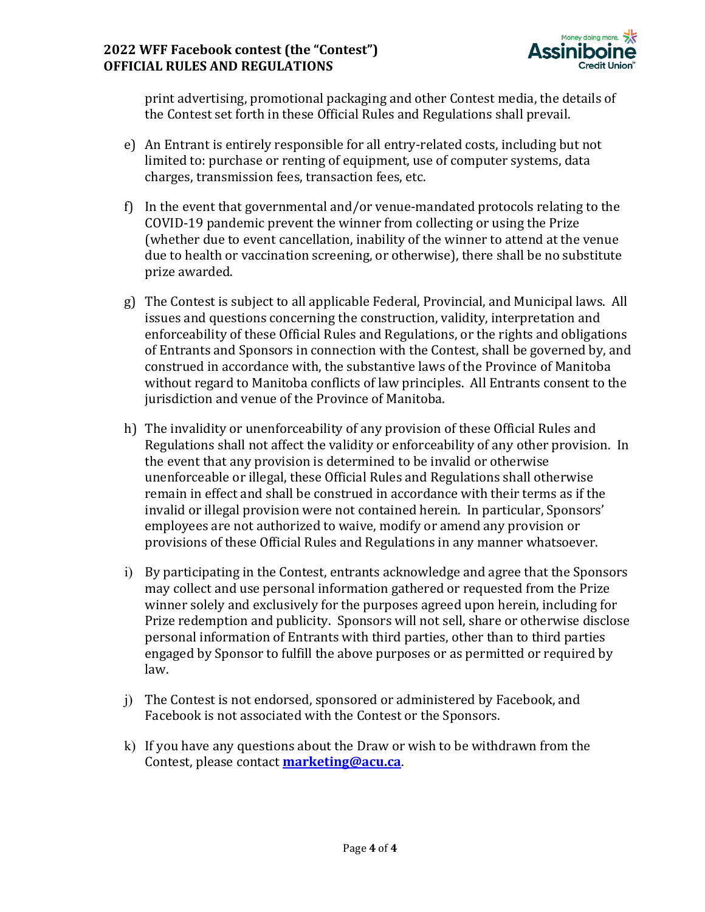print advertising, promotional packaging and other Contest media, the details of the Contest set forth in these Official Rules and Regulations shall prevail.

e) An Entrant is entirely responsible for all entry-related costs, including but not limited to: purchase or renting of equipment, use of computer systems, data charges, transmission fees, transaction fees, etc.

f) In the event that governmental and/or venue-mandated protocols relating to the COVID-19 pandemic prevent the winner from collecting or using the Prize (whether due to event cancellation, inability of the winner to attend at the venue due to health or vaccination screening, or otherwise), there shall be no substitute prize awarded.

g) The Contest is subject to all applicable Federal, Provincial, and Municipal laws. All issues and questions concerning the construction, validity, interpretation and enforceability of these Official Rules and Regulations, or the rights and obligations of Entrants and Sponsors in connection with the Contest, shall be governed by, and construed in accordance with, the substantive laws of the Province of Manitoba without regard to Manitoba conflicts of law principles. All Entrants consent to the jurisdiction and venue of the Province of Manitoba.

h) The invalidity or unenforceability of any provision of these Official Rules and Regulations shall not affect the validity or enforceability of any other provision. In the event that any provision is determined to be invalid or otherwise unenforceable or illegal, these Official Rules and Regulations shall otherwise remain in effect and shall be construed in accordance with their terms as if the invalid or illegal provision were not contained herein. In particular, Sponsors' employees are not authorized to waive, modify or amend any provision or provisions of these Official Rules and Regulations in any manner whatsoever.

i) By participating in the Contest, entrants acknowledge and agree that the Sponsors may collect and use personal information gathered or requested from the Prize winner solely and exclusively for the purposes agreed upon herein, including for Prize redemption and publicity. Sponsors will not sell, share or otherwise disclose personal information of Entrants with third parties, other than to third parties engaged by Sponsor to fulfill the above purposes or as permitted or required by law.

j) The Contest is not endorsed, sponsored or administered by Facebook, and Facebook is not associated with the Contest or the Sponsors.

k) If you have any questions about the Draw or wish to be withdrawn from the Contest, please contact **marketing@acu.ca**.